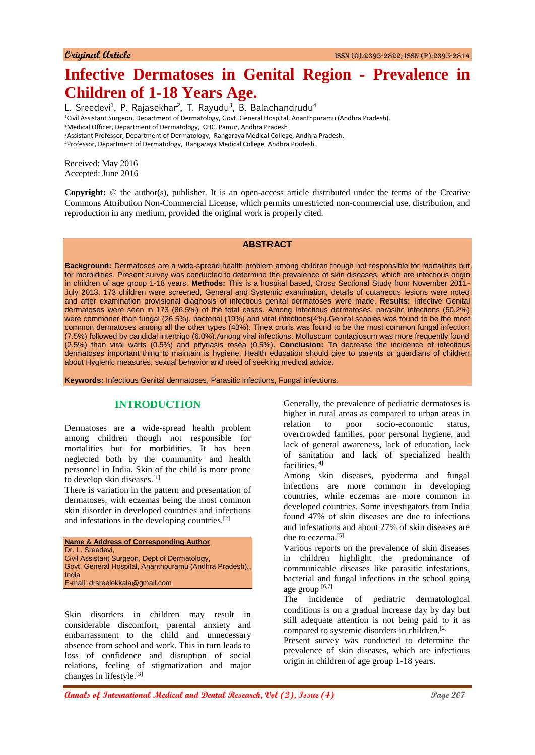Original Article

ISSN (O):2395-2822; ISSN (P):2395-2814

# Infective Dermatoses in Genital Region - Prevalence in Children of 1-18 Years Age.

L. Sreedevi[1], P. Rajasekhar[2], T. Rayudu[3], B. Balachandrudu[4]

[1]Civil Assistant Surgeon, Department of Dermatology, Govt. General Hospital, Ananthpuramu (Andhra Pradesh).
[2]Medical Officer, Department of Dermatology, CHC, Pamur, Andhra Pradesh
[3]Assistant Professor, Department of Dermatology, Rangaraya Medical College, Andhra Pradesh.
[4]Professor, Department of Dermatology, Rangaraya Medical College, Andhra Pradesh.

Received: May 2016
Accepted: June 2016

**Copyright:** © the author(s), publisher. It is an open-access article distributed under the terms of the Creative Commons Attribution Non-Commercial License, which permits unrestricted non-commercial use, distribution, and reproduction in any medium, provided the original work is properly cited.

## ABSTRACT

**Background:** Dermatoses are a wide-spread health problem among children though not responsible for mortalities but for morbidities. Present survey was conducted to determine the prevalence of skin diseases, which are infectious origin in children of age group 1-18 years. **Methods:** This is a hospital based, Cross Sectional Study from November 2011-July 2013. 173 children were screened, General and Systemic examination, details of cutaneous lesions were noted and after examination provisional diagnosis of infectious genital dermatoses were made. **Results:** Infective Genital dermatoses were seen in 173 (86.5%) of the total cases. Among Infectious dermatoses, parasitic infections (50.2%) were commoner than fungal (26.5%), bacterial (19%) and viral infections(4%).Genital scabies was found to be the most common dermatoses among all the other types (43%). Tinea cruris was found to be the most common fungal infection (7.5%) followed by candidal intertrigo (6.0%).Among viral infections. Molluscum contagiosum was more frequently found (2.5%) than viral warts (0.5%) and pityriasis rosea (0.5%). **Conclusion:** To decrease the incidence of infectious dermatoses important thing to maintain is hygiene. Health education should give to parents or guardians of children about Hygienic measures, sexual behavior and need of seeking medical advice.

**Keywords:** Infectious Genital dermatoses, Parasitic infections, Fungal infections.

## INTRODUCTION

Dermatoses are a wide-spread health problem among children though not responsible for mortalities but for morbidities. It has been neglected both by the community and health personnel in India. Skin of the child is more prone to develop skin diseases.[1]

There is variation in the pattern and presentation of dermatoses, with eczemas being the most common skin disorder in developed countries and infections and infestations in the developing countries.[2]

**Name & Address of Corresponding Author**
Dr. L. Sreedevi,
Civil Assistant Surgeon, Dept of Dermatology,
Govt. General Hospital, Ananthpuramu (Andhra Pradesh)., India
E-mail: drsreelekkala@gmail.com

Skin disorders in children may result in considerable discomfort, parental anxiety and embarrassment to the child and unnecessary absence from school and work. This in turn leads to loss of confidence and disruption of social relations, feeling of stigmatization and major changes in lifestyle.[3]

Generally, the prevalence of pediatric dermatoses is higher in rural areas as compared to urban areas in relation to poor socio-economic status, overcrowded families, poor personal hygiene, and lack of general awareness, lack of education, lack of sanitation and lack of specialized health facilities.[4]

Among skin diseases, pyoderma and fungal infections are more common in developing countries, while eczemas are more common in developed countries. Some investigators from India found 47% of skin diseases are due to infections and infestations and about 27% of skin diseases are due to eczema.[5]

Various reports on the prevalence of skin diseases in children highlight the predominance of communicable diseases like parasitic infestations, bacterial and fungal infections in the school going age group [6,7]

The incidence of pediatric dermatological conditions is on a gradual increase day by day but still adequate attention is not being paid to it as compared to systemic disorders in children.[2]

Present survey was conducted to determine the prevalence of skin diseases, which are infectious origin in children of age group 1-18 years.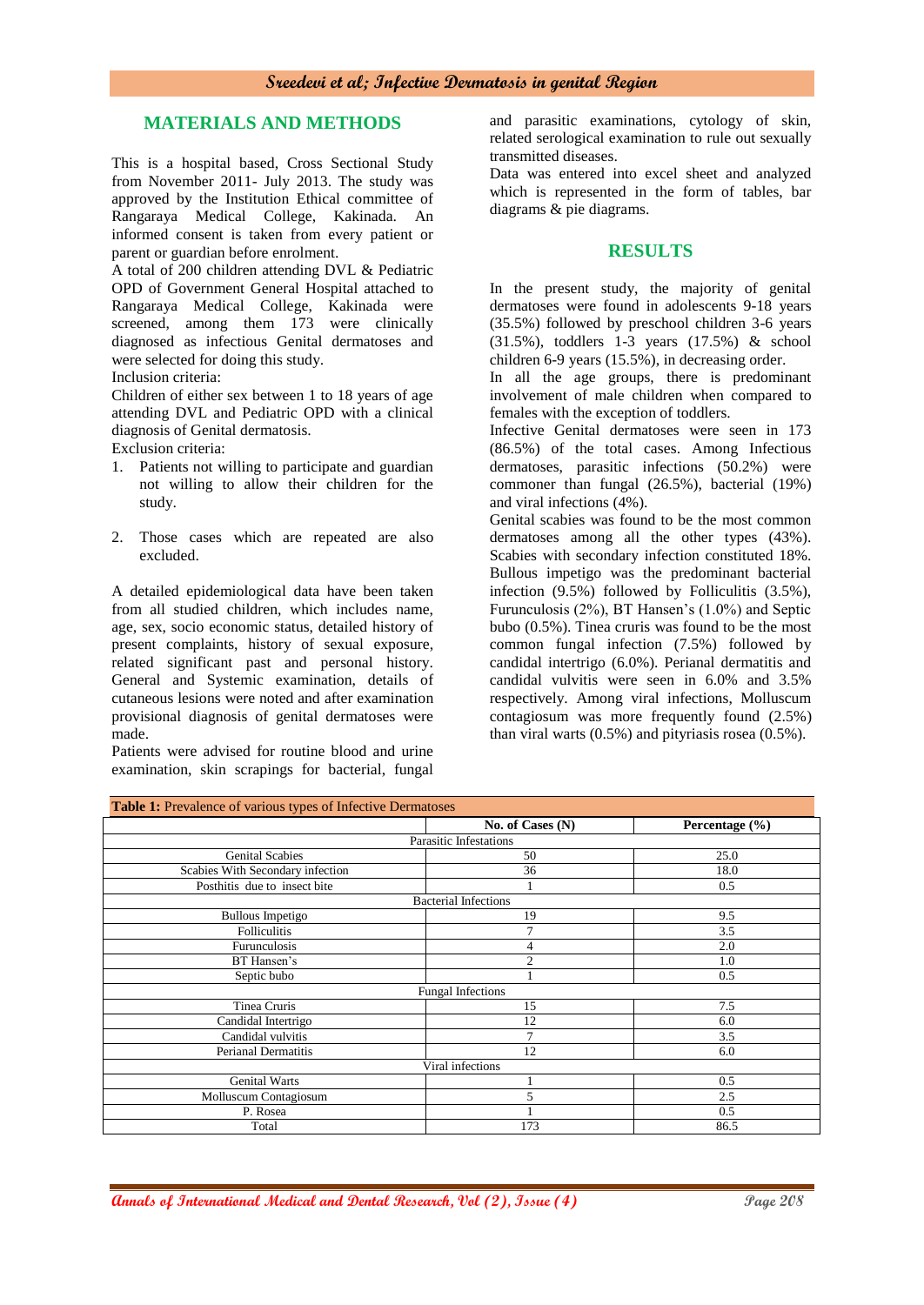## MATERIALS AND METHODS

This is a hospital based, Cross Sectional Study from November 2011- July 2013. The study was approved by the Institution Ethical committee of Rangaraya Medical College, Kakinada. An informed consent is taken from every patient or parent or guardian before enrolment.

A total of 200 children attending DVL & Pediatric OPD of Government General Hospital attached to Rangaraya Medical College, Kakinada were screened, among them 173 were clinically diagnosed as infectious Genital dermatoses and were selected for doing this study.

Inclusion criteria:

Children of either sex between 1 to 18 years of age attending DVL and Pediatric OPD with a clinical diagnosis of Genital dermatosis.

Exclusion criteria:

1. Patients not willing to participate and guardian not willing to allow their children for the study.
2. Those cases which are repeated are also excluded.

A detailed epidemiological data have been taken from all studied children, which includes name, age, sex, socio economic status, detailed history of present complaints, history of sexual exposure, related significant past and personal history. General and Systemic examination, details of cutaneous lesions were noted and after examination provisional diagnosis of genital dermatoses were made.

Patients were advised for routine blood and urine examination, skin scrapings for bacterial, fungal and parasitic examinations, cytology of skin, related serological examination to rule out sexually transmitted diseases.

Data was entered into excel sheet and analyzed which is represented in the form of tables, bar diagrams & pie diagrams.

## RESULTS

In the present study, the majority of genital dermatoses were found in adolescents 9-18 years (35.5%) followed by preschool children 3-6 years (31.5%), toddlers 1-3 years (17.5%) & school children 6-9 years (15.5%), in decreasing order.

In all the age groups, there is predominant involvement of male children when compared to females with the exception of toddlers.

Infective Genital dermatoses were seen in 173 (86.5%) of the total cases. Among Infectious dermatoses, parasitic infections (50.2%) were commoner than fungal (26.5%), bacterial (19%) and viral infections (4%).

Genital scabies was found to be the most common dermatoses among all the other types (43%). Scabies with secondary infection constituted 18%. Bullous impetigo was the predominant bacterial infection (9.5%) followed by Folliculitis (3.5%), Furunculosis (2%), BT Hansen's (1.0%) and Septic bubo (0.5%). Tinea cruris was found to be the most common fungal infection (7.5%) followed by candidal intertrigo (6.0%). Perianal dermatitis and candidal vulvitis were seen in 6.0% and 3.5% respectively. Among viral infections, Molluscum contagiosum was more frequently found (2.5%) than viral warts (0.5%) and pityriasis rosea (0.5%).

**Table 1:** Prevalence of various types of Infective Dermatoses

| | No. of Cases (N) | Percentage (%) |
|---|---|---|
| Parasitic Infestations | | |
| Genital Scabies | 50 | 25.0 |
| Scabies With Secondary infection | 36 | 18.0 |
| Posthitis due to insect bite | 1 | 0.5 |
| Bacterial Infections | | |
| Bullous Impetigo | 19 | 9.5 |
| Folliculitis | 7 | 3.5 |
| Furunculosis | 4 | 2.0 |
| BT Hansen's | 2 | 1.0 |
| Septic bubo | 1 | 0.5 |
| Fungal Infections | | |
| Tinea Cruris | 15 | 7.5 |
| Candidal Intertrigo | 12 | 6.0 |
| Candidal vulvitis | 7 | 3.5 |
| Perianal Dermatitis | 12 | 6.0 |
| Viral infections | | |
| Genital Warts | 1 | 0.5 |
| Molluscum Contagiosum | 5 | 2.5 |
| P. Rosea | 1 | 0.5 |
| Total | 173 | 86.5 |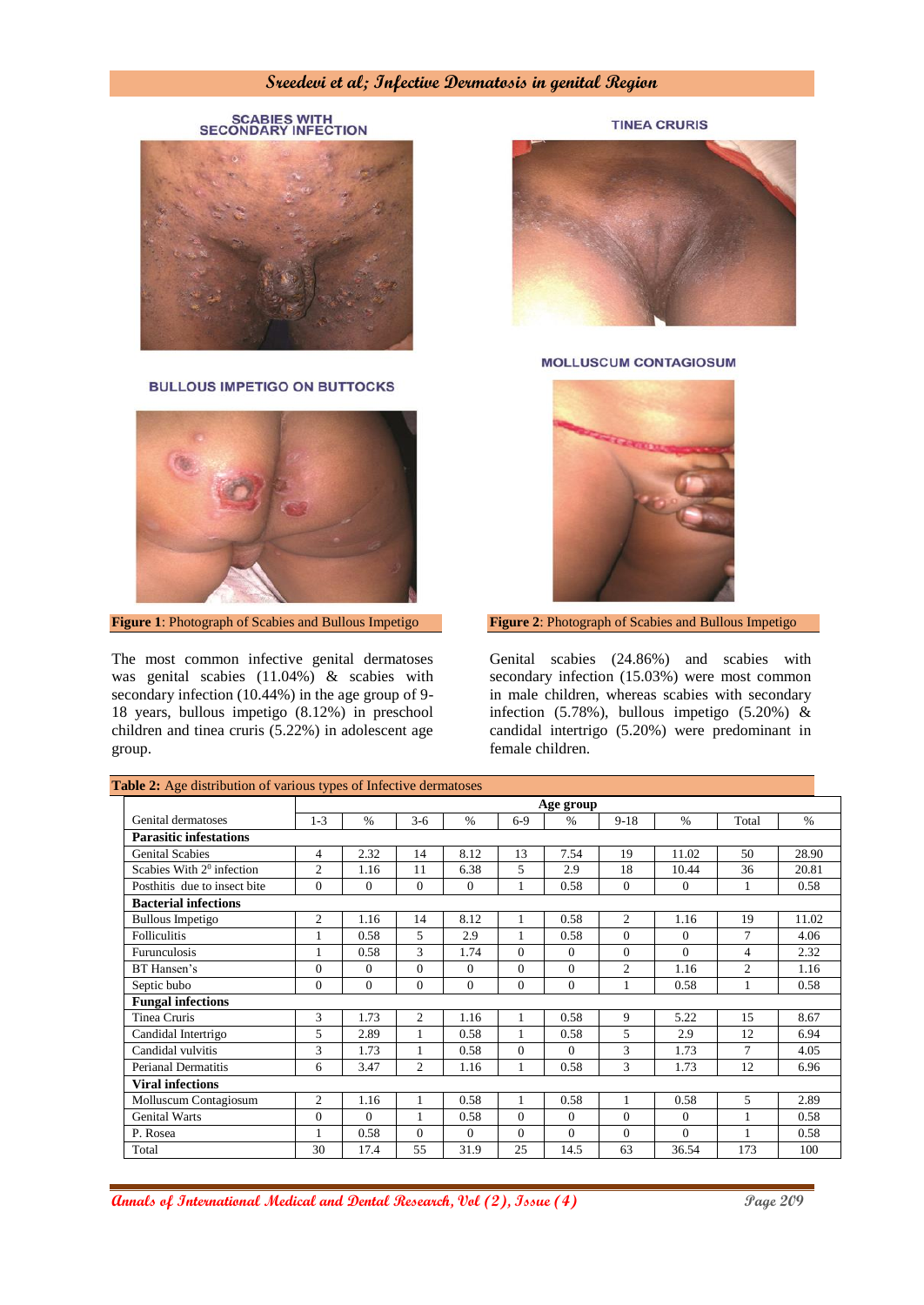SCABIES WITH SECONDARY INFECTION

TINEA CRURIS

BULLOUS IMPETIGO ON BUTTOCKS

MOLLUSCUM CONTAGIOSUM

**Figure 1**: Photograph of Scabies and Bullous Impetigo

**Figure 2**: Photograph of Scabies and Bullous Impetigo

The most common infective genital dermatoses was genital scabies (11.04%) & scabies with secondary infection (10.44%) in the age group of 9-18 years, bullous impetigo (8.12%) in preschool children and tinea cruris (5.22%) in adolescent age group.

Genital scabies (24.86%) and scabies with secondary infection (15.03%) were most common in male children, whereas scabies with secondary infection (5.78%), bullous impetigo (5.20%) & candidal intertrigo (5.20%) were predominant in female children.

**Table 2:** Age distribution of various types of Infective dermatoses

| Genital dermatoses | Age group | | | | | | | | | |
|---|---|---|---|---|---|---|---|---|---|---|
| | 1-3 | % | 3-6 | % | 6-9 | % | 9-18 | % | Total | % |
| **Parasitic infestations** | | | | | | | | | | |
| Genital Scabies | 4 | 2.32 | 14 | 8.12 | 13 | 7.54 | 19 | 11.02 | 50 | 28.90 |
| Scabies With $2^0$ infection | 2 | 1.16 | 11 | 6.38 | 5 | 2.9 | 18 | 10.44 | 36 | 20.81 |
| Posthitis due to insect bite | 0 | 0 | 0 | 0 | 1 | 0.58 | 0 | 0 | 1 | 0.58 |
| **Bacterial infections** | | | | | | | | | | |
| Bullous Impetigo | 2 | 1.16 | 14 | 8.12 | 1 | 0.58 | 2 | 1.16 | 19 | 11.02 |
| Folliculitis | 1 | 0.58 | 5 | 2.9 | 1 | 0.58 | 0 | 0 | 7 | 4.06 |
| Furunculosis | 1 | 0.58 | 3 | 1.74 | 0 | 0 | 0 | 0 | 4 | 2.32 |
| BT Hansen's | 0 | 0 | 0 | 0 | 0 | 0 | 2 | 1.16 | 2 | 1.16 |
| Septic bubo | 0 | 0 | 0 | 0 | 0 | 0 | 1 | 0.58 | 1 | 0.58 |
| **Fungal infections** | | | | | | | | | | |
| Tinea Cruris | 3 | 1.73 | 2 | 1.16 | 1 | 0.58 | 9 | 5.22 | 15 | 8.67 |
| Candidal Intertrigo | 5 | 2.89 | 1 | 0.58 | 1 | 0.58 | 5 | 2.9 | 12 | 6.94 |
| Candidal vulvitis | 3 | 1.73 | 1 | 0.58 | 0 | 0 | 3 | 1.73 | 7 | 4.05 |
| Perianal Dermatitis | 6 | 3.47 | 2 | 1.16 | 1 | 0.58 | 3 | 1.73 | 12 | 6.96 |
| **Viral infections** | | | | | | | | | | |
| Molluscum Contagiosum | 2 | 1.16 | 1 | 0.58 | 1 | 0.58 | 1 | 0.58 | 5 | 2.89 |
| Genital Warts | 0 | 0 | 1 | 0.58 | 0 | 0 | 0 | 0 | 1 | 0.58 |
| P. Rosea | 1 | 0.58 | 0 | 0 | 0 | 0 | 0 | 0 | 1 | 0.58 |
| Total | 30 | 17.4 | 55 | 31.9 | 25 | 14.5 | 63 | 36.54 | 173 | 100 |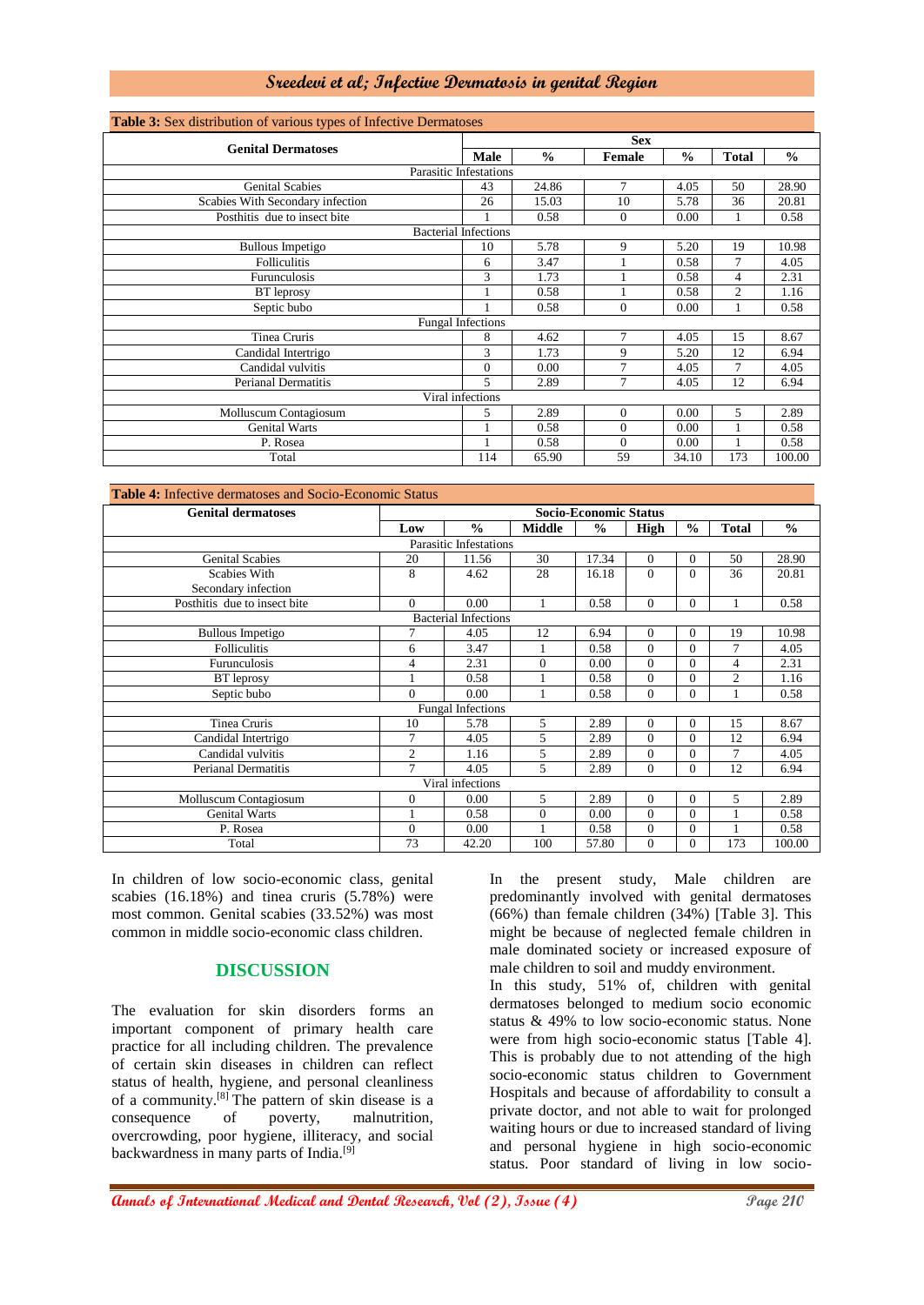**Table 3:** Sex distribution of various types of Infective Dermatoses

| Genital Dermatoses | Sex | | | | | |
|---|---|---|---|---|---|---|
| | Male | % | Female | % | Total | % |
| Parasitic Infestations | | | | | | |
| Genital Scabies | 43 | 24.86 | 7 | 4.05 | 50 | 28.90 |
| Scabies With Secondary infection | 26 | 15.03 | 10 | 5.78 | 36 | 20.81 |
| Posthitis due to insect bite | 1 | 0.58 | 0 | 0.00 | 1 | 0.58 |
| Bacterial Infections | | | | | | |
| Bullous Impetigo | 10 | 5.78 | 9 | 5.20 | 19 | 10.98 |
| Folliculitis | 6 | 3.47 | 1 | 0.58 | 7 | 4.05 |
| Furunculosis | 3 | 1.73 | 1 | 0.58 | 4 | 2.31 |
| BT leprosy | 1 | 0.58 | 1 | 0.58 | 2 | 1.16 |
| Septic bubo | 1 | 0.58 | 0 | 0.00 | 1 | 0.58 |
| Fungal Infections | | | | | | |
| Tinea Cruris | 8 | 4.62 | 7 | 4.05 | 15 | 8.67 |
| Candidal Intertrigo | 3 | 1.73 | 9 | 5.20 | 12 | 6.94 |
| Candidal vulvitis | 0 | 0.00 | 7 | 4.05 | 7 | 4.05 |
| Perianal Dermatitis | 5 | 2.89 | 7 | 4.05 | 12 | 6.94 |
| Viral infections | | | | | | |
| Molluscum Contagiosum | 5 | 2.89 | 0 | 0.00 | 5 | 2.89 |
| Genital Warts | 1 | 0.58 | 0 | 0.00 | 1 | 0.58 |
| P. Rosea | 1 | 0.58 | 0 | 0.00 | 1 | 0.58 |
| Total | 114 | 65.90 | 59 | 34.10 | 173 | 100.00 |

**Table 4:** Infective dermatoses and Socio-Economic Status

| Genital dermatoses | Socio-Economic Status | | | | | | | |
|---|---|---|---|---|---|---|---|---|
| | Low | % | Middle | % | High | % | Total | % |
| Parasitic Infestations | | | | | | | | |
| Genital Scabies | 20 | 11.56 | 30 | 17.34 | 0 | 0 | 50 | 28.90 |
| Scabies With Secondary infection | 8 | 4.62 | 28 | 16.18 | 0 | 0 | 36 | 20.81 |
| Posthitis due to insect bite | 0 | 0.00 | 1 | 0.58 | 0 | 0 | 1 | 0.58 |
| Bacterial Infections | | | | | | | | |
| Bullous Impetigo | 7 | 4.05 | 12 | 6.94 | 0 | 0 | 19 | 10.98 |
| Folliculitis | 6 | 3.47 | 1 | 0.58 | 0 | 0 | 7 | 4.05 |
| Furunculosis | 4 | 2.31 | 0 | 0.00 | 0 | 0 | 4 | 2.31 |
| BT leprosy | 1 | 0.58 | 1 | 0.58 | 0 | 0 | 2 | 1.16 |
| Septic bubo | 0 | 0.00 | 1 | 0.58 | 0 | 0 | 1 | 0.58 |
| Fungal Infections | | | | | | | | |
| Tinea Cruris | 10 | 5.78 | 5 | 2.89 | 0 | 0 | 15 | 8.67 |
| Candidal Intertrigo | 7 | 4.05 | 5 | 2.89 | 0 | 0 | 12 | 6.94 |
| Candidal vulvitis | 2 | 1.16 | 5 | 2.89 | 0 | 0 | 7 | 4.05 |
| Perianal Dermatitis | 7 | 4.05 | 5 | 2.89 | 0 | 0 | 12 | 6.94 |
| Viral infections | | | | | | | | |
| Molluscum Contagiosum | 0 | 0.00 | 5 | 2.89 | 0 | 0 | 5 | 2.89 |
| Genital Warts | 1 | 0.58 | 0 | 0.00 | 0 | 0 | 1 | 0.58 |
| P. Rosea | 0 | 0.00 | 1 | 0.58 | 0 | 0 | 1 | 0.58 |
| Total | 73 | 42.20 | 100 | 57.80 | 0 | 0 | 173 | 100.00 |

In children of low socio-economic class, genital scabies (16.18%) and tinea cruris (5.78%) were most common. Genital scabies (33.52%) was most common in middle socio-economic class children.

## DISCUSSION

The evaluation for skin disorders forms an important component of primary health care practice for all including children. The prevalence of certain skin diseases in children can reflect status of health, hygiene, and personal cleanliness of a community.[8] The pattern of skin disease is a consequence of poverty, malnutrition, overcrowding, poor hygiene, illiteracy, and social backwardness in many parts of India.[9]

In the present study, Male children are predominantly involved with genital dermatoses (66%) than female children (34%) [Table 3]. This might be because of neglected female children in male dominated society or increased exposure of male children to soil and muddy environment.

In this study, 51% of, children with genital dermatoses belonged to medium socio economic status & 49% to low socio-economic status. None were from high socio-economic status [Table 4]. This is probably due to not attending of the high socio-economic status children to Government Hospitals and because of affordability to consult a private doctor, and not able to wait for prolonged waiting hours or due to increased standard of living and personal hygiene in high socio-economic status. Poor standard of living in low socio-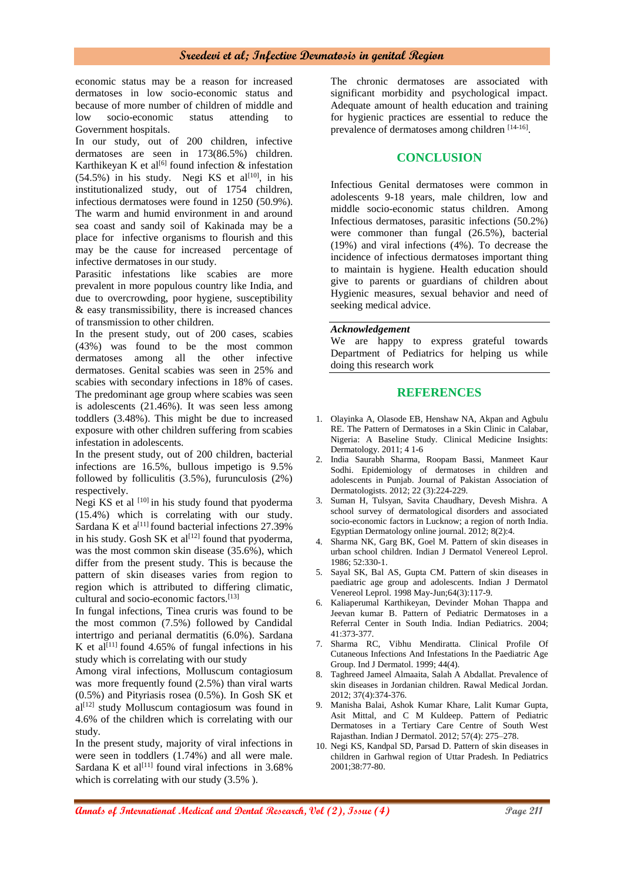economic status may be a reason for increased dermatoses in low socio-economic status and because of more number of children of middle and low socio-economic status attending to Government hospitals.

In our study, out of 200 children, infective dermatoses are seen in 173(86.5%) children. Karthikeyan K et al[6] found infection & infestation (54.5%) in his study. Negi KS et al[10], in his institutionalized study, out of 1754 children, infectious dermatoses were found in 1250 (50.9%). The warm and humid environment in and around sea coast and sandy soil of Kakinada may be a place for infective organisms to flourish and this may be the cause for increased percentage of infective dermatoses in our study.

Parasitic infestations like scabies are more prevalent in more populous country like India, and due to overcrowding, poor hygiene, susceptibility & easy transmissibility, there is increased chances of transmission to other children.

In the present study, out of 200 cases, scabies (43%) was found to be the most common dermatoses among all the other infective dermatoses. Genital scabies was seen in 25% and scabies with secondary infections in 18% of cases. The predominant age group where scabies was seen is adolescents (21.46%). It was seen less among toddlers (3.48%). This might be due to increased exposure with other children suffering from scabies infestation in adolescents.

In the present study, out of 200 children, bacterial infections are 16.5%, bullous impetigo is 9.5% followed by folliculitis (3.5%), furunculosis (2%) respectively.

Negi KS et al [10] in his study found that pyoderma (15.4%) which is correlating with our study. Sardana K et a[11] found bacterial infections 27.39% in his study. Gosh SK et al[12] found that pyoderma, was the most common skin disease (35.6%), which differ from the present study. This is because the pattern of skin diseases varies from region to region which is attributed to differing climatic, cultural and socio-economic factors.[13]

In fungal infections, Tinea cruris was found to be the most common (7.5%) followed by Candidal intertrigo and perianal dermatitis (6.0%). Sardana K et al[11] found 4.65% of fungal infections in his study which is correlating with our study

Among viral infections, Molluscum contagiosum was more frequently found (2.5%) than viral warts (0.5%) and Pityriasis rosea (0.5%). In Gosh SK et al[12] study Molluscum contagiosum was found in 4.6% of the children which is correlating with our study.

In the present study, majority of viral infections in were seen in toddlers (1.74%) and all were male. Sardana K et al[11] found viral infections in 3.68% which is correlating with our study (3.5% ).

The chronic dermatoses are associated with significant morbidity and psychological impact. Adequate amount of health education and training for hygienic practices are essential to reduce the prevalence of dermatoses among children [14-16].

## CONCLUSION

Infectious Genital dermatoses were common in adolescents 9-18 years, male children, low and middle socio-economic status children. Among Infectious dermatoses, parasitic infections (50.2%) were commoner than fungal (26.5%), bacterial (19%) and viral infections (4%). To decrease the incidence of infectious dermatoses important thing to maintain is hygiene. Health education should give to parents or guardians of children about Hygienic measures, sexual behavior and need of seeking medical advice.

### *Acknowledgement*

We are happy to express grateful towards Department of Pediatrics for helping us while doing this research work

## REFERENCES

1. Olayinka A, Olasode EB, Henshaw NA, Akpan and Agbulu RE. The Pattern of Dermatoses in a Skin Clinic in Calabar, Nigeria: A Baseline Study. Clinical Medicine Insights: Dermatology. 2011; 4 1-6
2. India Saurabh Sharma, Roopam Bassi, Manmeet Kaur Sodhi. Epidemiology of dermatoses in children and adolescents in Punjab. Journal of Pakistan Association of Dermatologists. 2012; 22 (3):224-229.
3. Suman H, Tulsyan, Savita Chaudhary, Devesh Mishra. A school survey of dermatological disorders and associated socio-economic factors in Lucknow; a region of north India. Egyptian Dermatology online journal. 2012; 8(2):4.
4. Sharma NK, Garg BK, Goel M. Pattern of skin diseases in urban school children. Indian J Dermatol Venereol Leprol. 1986; 52:330-1.
5. Sayal SK, Bal AS, Gupta CM. Pattern of skin diseases in paediatric age group and adolescents. Indian J Dermatol Venereol Leprol. 1998 May-Jun;64(3):117-9.
6. Kaliaperumal Karthikeyan, Devinder Mohan Thappa and Jeevan kumar B. Pattern of Pediatric Dermatoses in a Referral Center in South India. Indian Pediatrics. 2004; 41:373-377.
7. Sharma RC, Vibhu Mendiratta. Clinical Profile Of Cutaneous Infections And Infestations In the Paediatric Age Group. Ind J Dermatol. 1999; 44(4).
8. Taghreed Jameel Almaaita, Salah A Abdallat. Prevalence of skin diseases in Jordanian children. Rawal Medical Jordan. 2012; 37(4):374-376.
9. Manisha Balai, Ashok Kumar Khare, Lalit Kumar Gupta, Asit Mittal, and C M Kuldeep. Pattern of Pediatric Dermatoses in a Tertiary Care Centre of South West Rajasthan. Indian J Dermatol. 2012; 57(4): 275–278.
10. Negi KS, Kandpal SD, Parsad D. Pattern of skin diseases in children in Garhwal region of Uttar Pradesh. In Pediatrics 2001;38:77-80.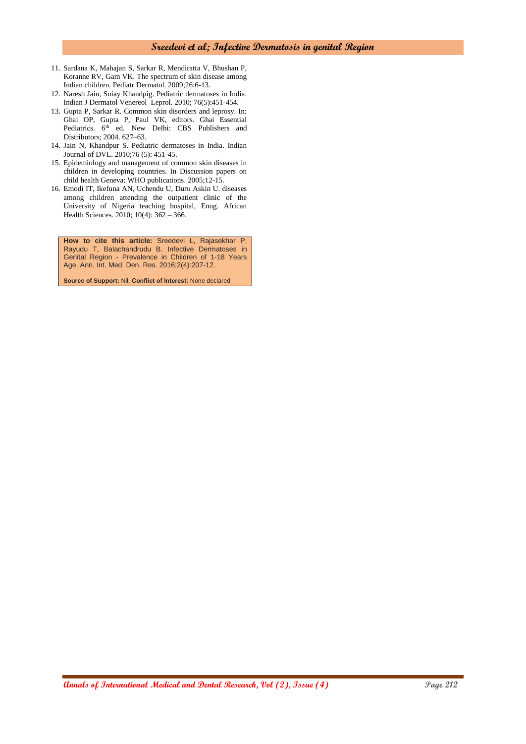11. Sardana K, Mahajan S, Sarkar R, Mendiratta V, Bhushan P, Koranne RV, Gam VK. The spectrum of skin disease among Indian children. Pediatr Dermatol. 2009;26:6-13.
12. Naresh Jain, Suiay Khandpig. Pediatric dermatoses in India. Indian J Dermatol Venereol Leprol. 2010; 76(5):451-454.
13. Gupta P, Sarkar R. Common skin disorders and leprosy. In: Ghai OP, Gupta P, Paul VK, editors. Ghai Essential Pediatrics. 6th ed. New Delhi: CBS Publishers and Distributors; 2004. 627–63.
14. Jain N, Khandpur S. Pediatric dermatoses in India. Indian Journal of DVL. 2010;76 (5): 451-45.
15. Epidemiology and management of common skin diseases in children in developing countries. In Discussion papers on child health Geneva: WHO publications. 2005;12-15.
16. Emodi IT, Ikefuna AN, Uchendu U, Duru Askin U. diseases among children attending the outpatient clinic of the University of Nigeria teaching hospital, Enug. African Health Sciences. 2010; 10(4): 362 – 366.

**How to cite this article:** Sreedevi L, Rajasekhar P, Rayudu T, Balachandrudu B. Infective Dermatoses in Genital Region - Prevalence in Children of 1-18 Years Age. Ann. Int. Med. Den. Res. 2016;2(4):207-12.

**Source of Support:** Nil, **Conflict of Interest:** None declared